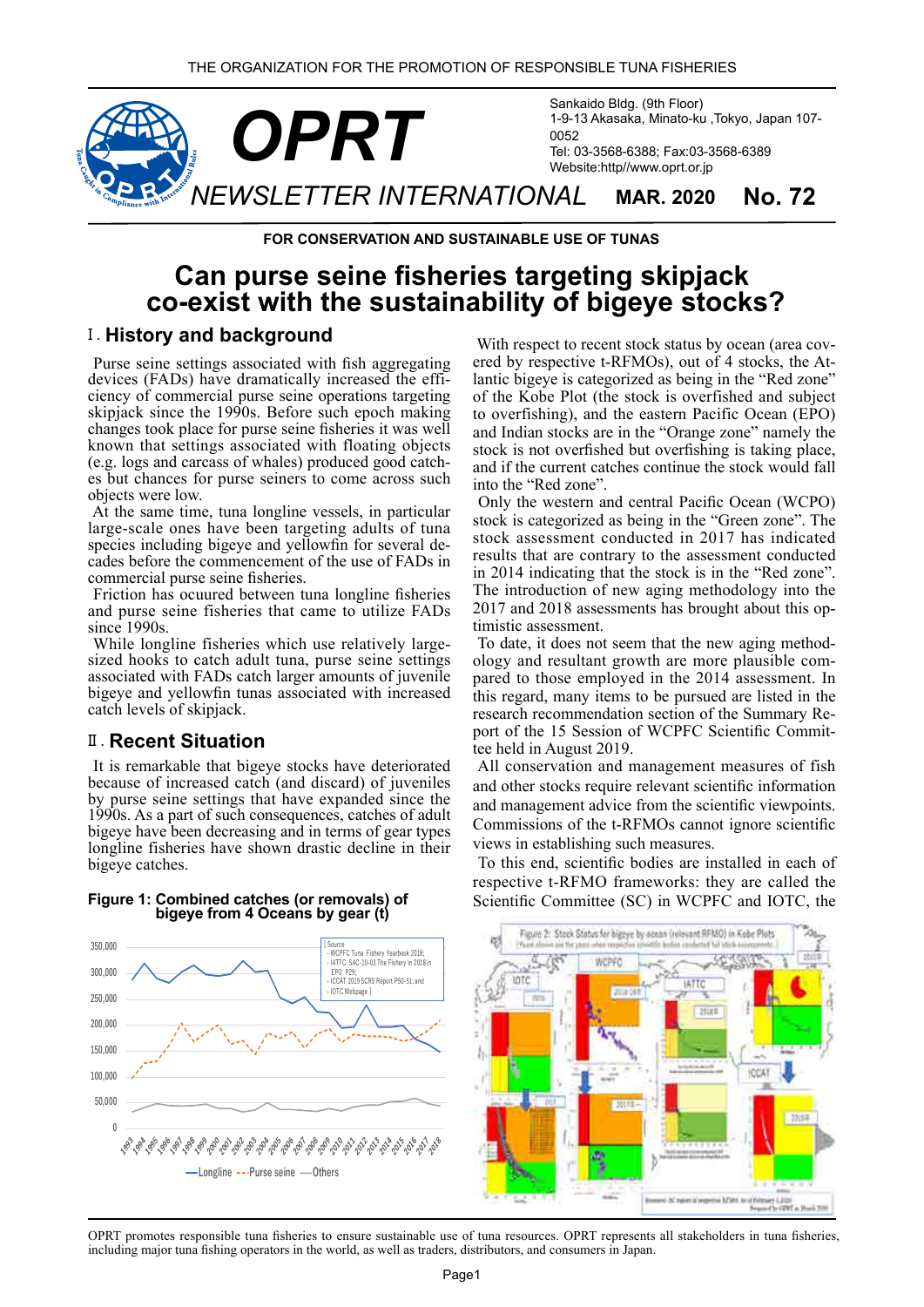THE ORGANIZATION FOR THE PROMOTION OF RESPONSIBLE TUNA FISHERIES

# OPRT NEWSLETTER INTERNATIONAL

MAR. 2020 No. 72

Sankaido Bldg. (9th Floor)
1-9-13 Akasaka, Minato-ku ,Tokyo, Japan 107-0052
Tel: 03-3568-6388; Fax:03-3568-6389
Website:http//www.oprt.or.jp

FOR CONSERVATION AND SUSTAINABLE USE OF TUNAS

# Can purse seine fisheries targeting skipjack co-exist with the sustainability of bigeye stocks?

## Ⅰ. History and background

Purse seine settings associated with fish aggregating devices (FADs) have dramatically increased the efficiency of commercial purse seine operations targeting skipjack since the 1990s. Before such epoch making changes took place for purse seine fisheries it was well known that settings associated with floating objects (e.g. logs and carcass of whales) produced good catches but chances for purse seiners to come across such objects were low.

At the same time, tuna longline vessels, in particular large-scale ones have been targeting adults of tuna species including bigeye and yellowfin for several decades before the commencement of the use of FADs in commercial purse seine fisheries.

Friction has ocuured between tuna longline fisheries and purse seine fisheries that came to utilize FADs since 1990s.

While longline fisheries which use relatively large-sized hooks to catch adult tuna, purse seine settings associated with FADs catch larger amounts of juvenile bigeye and yellowfin tunas associated with increased catch levels of skipjack.

## Ⅱ. Recent Situation

It is remarkable that bigeye stocks have deteriorated because of increased catch (and discard) of juveniles by purse seine settings that have expanded since the 1990s. As a part of such consequences, catches of adult bigeye have been decreasing and in terms of gear types longline fisheries have shown drastic decline in their bigeye catches.

**Figure 1: Combined catches (or removals) of bigeye from 4 Oceans by gear (t)**

With respect to recent stock status by ocean (area covered by respective t-RFMOs), out of 4 stocks, the Atlantic bigeye is categorized as being in the "Red zone" of the Kobe Plot (the stock is overfished and subject to overfishing), and the eastern Pacific Ocean (EPO) and Indian stocks are in the "Orange zone" namely the stock is not overfished but overfishing is taking place, and if the current catches continue the stock would fall into the "Red zone".

Only the western and central Pacific Ocean (WCPO) stock is categorized as being in the "Green zone". The stock assessment conducted in 2017 has indicated results that are contrary to the assessment conducted in 2014 indicating that the stock is in the "Red zone". The introduction of new aging methodology into the 2017 and 2018 assessments has brought about this optimistic assessment.

To date, it does not seem that the new aging methodology and resultant growth are more plausible compared to those employed in the 2014 assessment. In this regard, many items to be pursued are listed in the research recommendation section of the Summary Report of the 15 Session of WCPFC Scientific Committee held in August 2019.

All conservation and management measures of fish and other stocks require relevant scientific information and management advice from the scientific viewpoints. Commissions of the t-RFMOs cannot ignore scientific views in establishing such measures.

To this end, scientific bodies are installed in each of respective t-RFMO frameworks: they are called the Scientific Committee (SC) in WCPFC and IOTC, the

OPRT promotes responsible tuna fisheries to ensure sustainable use of tuna resources. OPRT represents all stakeholders in tuna fisheries, including major tuna fishing operators in the world, as well as traders, distributors, and consumers in Japan.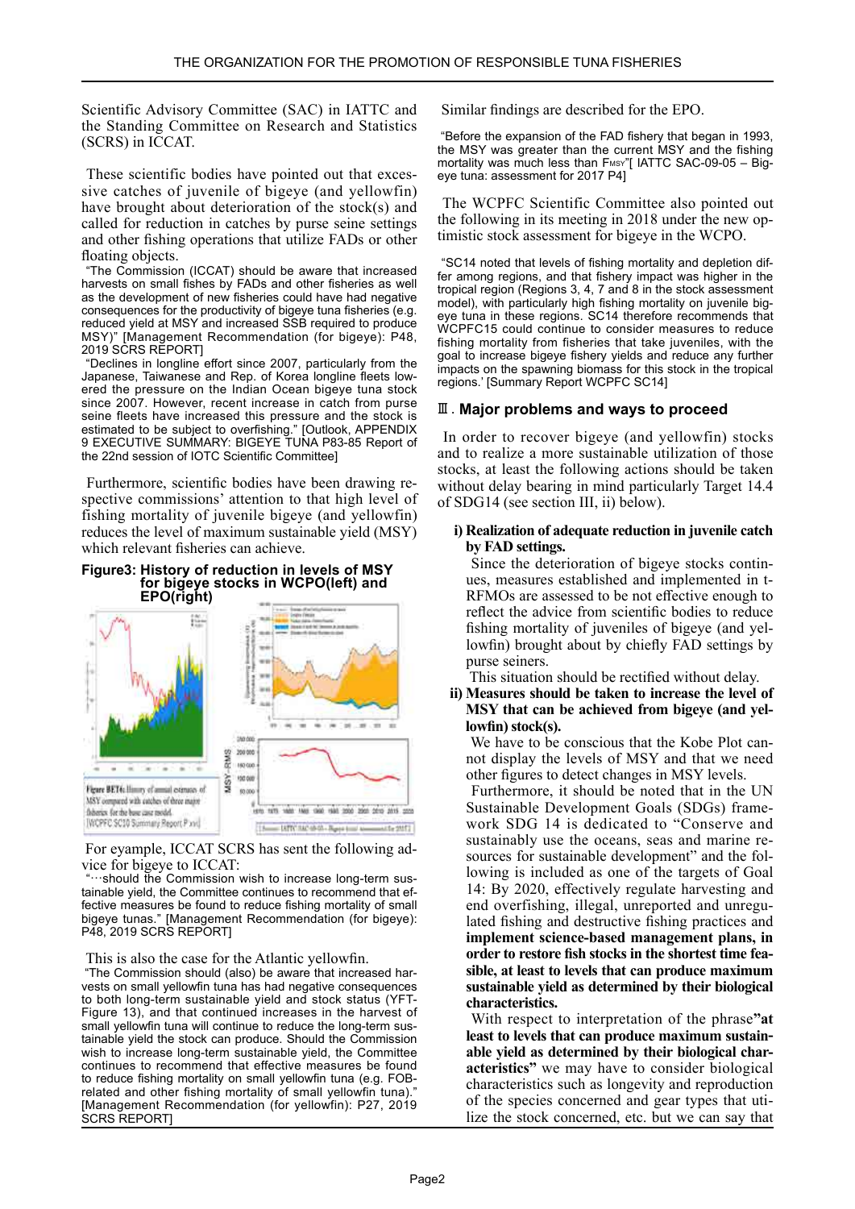Scientific Advisory Committee (SAC) in IATTC and the Standing Committee on Research and Statistics (SCRS) in ICCAT.

These scientific bodies have pointed out that excessive catches of juvenile of bigeye (and yellowfin) have brought about deterioration of the stock(s) and called for reduction in catches by purse seine settings and other fishing operations that utilize FADs or other floating objects.

"The Commission (ICCAT) should be aware that increased harvests on small fishes by FADs and other fisheries as well as the development of new fisheries could have had negative consequences for the productivity of bigeye tuna fisheries (e.g. reduced yield at MSY and increased SSB required to produce MSY)" [Management Recommendation (for bigeye): P48, 2019 SCRS REPORT]

"Declines in longline effort since 2007, particularly from the Japanese, Taiwanese and Rep. of Korea longline fleets lowered the pressure on the Indian Ocean bigeye tuna stock since 2007. However, recent increase in catch from purse seine fleets have increased this pressure and the stock is estimated to be subject to overfishing." [Outlook, APPENDIX 9 EXECUTIVE SUMMARY: BIGEYE TUNA P83-85 Report of the 22nd session of IOTC Scientific Committee]

Furthermore, scientific bodies have been drawing respective commissions' attention to that high level of fishing mortality of juvenile bigeye (and yellowfin) reduces the level of maximum sustainable yield (MSY) which relevant fisheries can achieve.

**Figure3: History of reduction in levels of MSY for bigeye stocks in WCPO(left) and EPO(right)**

Figure BET4: History of annual estimates of MSY compared with catches of three major fisheries for the base case model. [WCPFC SC10 Summary Report P xvi]

[Source: IATTC SAC-09-05 – Bigeye tuna: assessment for 2017]

For eyample, ICCAT SCRS has sent the following advice for bigeye to ICCAT:

"…should the Commission wish to increase long-term sustainable yield, the Committee continues to recommend that effective measures be found to reduce fishing mortality of small bigeye tunas." [Management Recommendation (for bigeye): P48, 2019 SCRS REPORT]

This is also the case for the Atlantic yellowfin.

"The Commission should (also) be aware that increased harvests on small yellowfin tuna has had negative consequences to both long-term sustainable yield and stock status (YFT-Figure 13), and that continued increases in the harvest of small yellowfin tuna will continue to reduce the long-term sustainable yield the stock can produce. Should the Commission wish to increase long-term sustainable yield, the Committee continues to recommend that effective measures be found to reduce fishing mortality on small yellowfin tuna (e.g. FOB-related and other fishing mortality of small yellowfin tuna)." [Management Recommendation (for yellowfin): P27, 2019 SCRS REPORT]

Similar findings are described for the EPO.

"Before the expansion of the FAD fishery that began in 1993, the MSY was greater than the current MSY and the fishing mortality was much less than $F_{MSY}$"[ IATTC SAC-09-05 – Bigeye tuna: assessment for 2017 P4]

The WCPFC Scientific Committee also pointed out the following in its meeting in 2018 under the new optimistic stock assessment for bigeye in the WCPO.

"SC14 noted that levels of fishing mortality and depletion differ among regions, and that fishery impact was higher in the tropical region (Regions 3, 4, 7 and 8 in the stock assessment model), with particularly high fishing mortality on juvenile bigeye tuna in these regions. SC14 therefore recommends that WCPFC15 could continue to consider measures to reduce fishing mortality from fisheries that take juveniles, with the goal to increase bigeye fishery yields and reduce any further impacts on the spawning biomass for this stock in the tropical regions.' [Summary Report WCPFC SC14]

## Ⅲ. Major problems and ways to proceed

In order to recover bigeye (and yellowfin) stocks and to realize a more sustainable utilization of those stocks, at least the following actions should be taken without delay bearing in mind particularly Target 14.4 of SDG14 (see section III, ii) below).

**i) Realization of adequate reduction in juvenile catch by FAD settings.**

Since the deterioration of bigeye stocks continues, measures established and implemented in t-RFMOs are assessed to be not effective enough to reflect the advice from scientific bodies to reduce fishing mortality of juveniles of bigeye (and yellowfin) brought about by chiefly FAD settings by purse seiners.

This situation should be rectified without delay.

**ii) Measures should be taken to increase the level of MSY that can be achieved from bigeye (and yellowfin) stock(s).**

We have to be conscious that the Kobe Plot cannot display the levels of MSY and that we need other figures to detect changes in MSY levels.

Furthermore, it should be noted that in the UN Sustainable Development Goals (SDGs) framework SDG 14 is dedicated to "Conserve and sustainably use the oceans, seas and marine resources for sustainable development" and the following is included as one of the targets of Goal 14: By 2020, effectively regulate harvesting and end overfishing, illegal, unreported and unregulated fishing and destructive fishing practices and **implement science-based management plans, in order to restore fish stocks in the shortest time feasible, at least to levels that can produce maximum sustainable yield as determined by their biological characteristics.**

With respect to interpretation of the phrase **"at least to levels that can produce maximum sustainable yield as determined by their biological characteristics"** we may have to consider biological characteristics such as longevity and reproduction of the species concerned and gear types that utilize the stock concerned, etc. but we can say that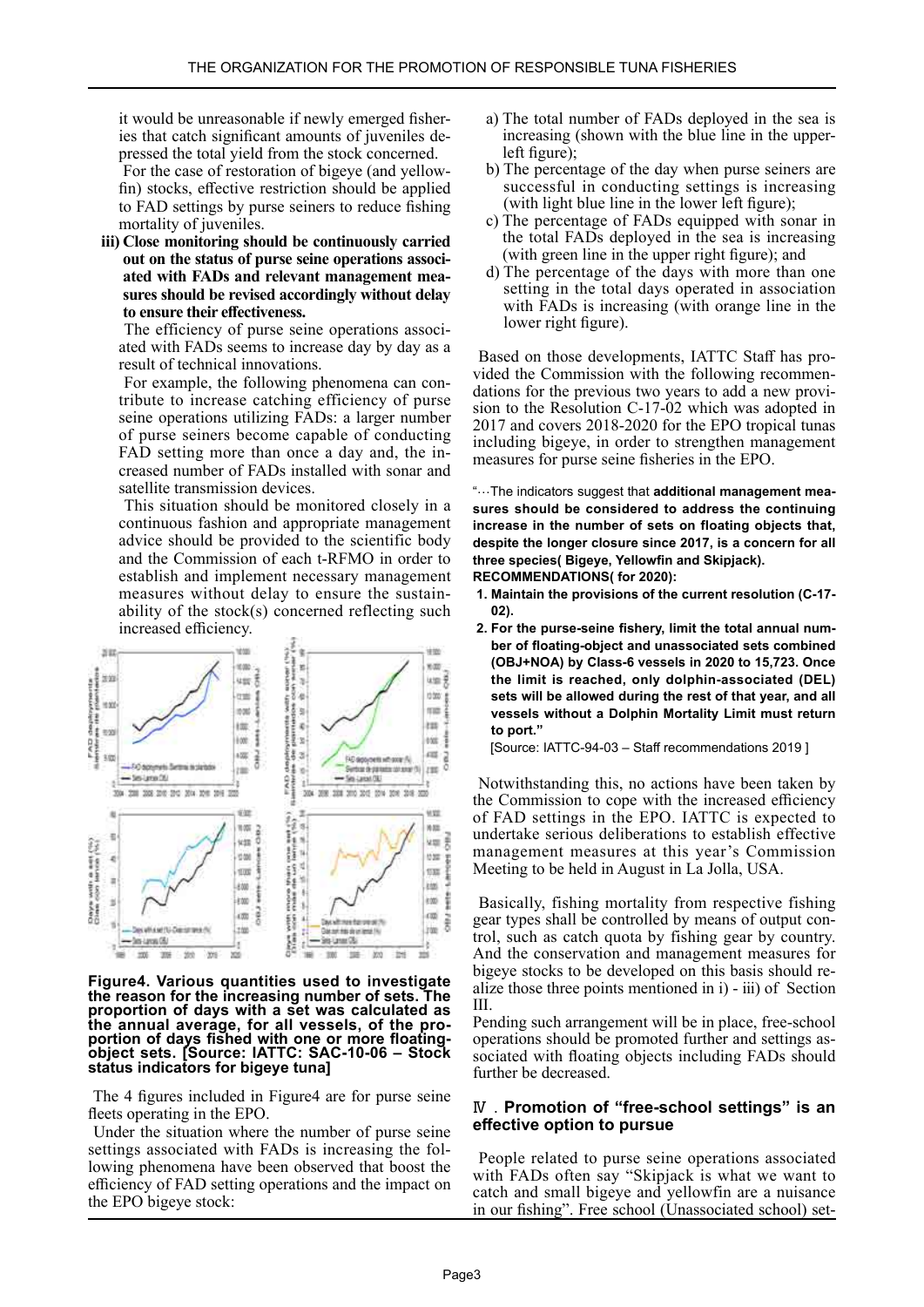it would be unreasonable if newly emerged fisheries that catch significant amounts of juveniles depressed the total yield from the stock concerned.

For the case of restoration of bigeye (and yellowfin) stocks, effective restriction should be applied to FAD settings by purse seiners to reduce fishing mortality of juveniles.

**iii) Close monitoring should be continuously carried out on the status of purse seine operations associated with FADs and relevant management measures should be revised accordingly without delay to ensure their effectiveness.**

The efficiency of purse seine operations associated with FADs seems to increase day by day as a result of technical innovations.

For example, the following phenomena can contribute to increase catching efficiency of purse seine operations utilizing FADs: a larger number of purse seiners become capable of conducting FAD setting more than once a day and, the increased number of FADs installed with sonar and satellite transmission devices.

This situation should be monitored closely in a continuous fashion and appropriate management advice should be provided to the scientific body and the Commission of each t-RFMO in order to establish and implement necessary management measures without delay to ensure the sustainability of the stock(s) concerned reflecting such increased efficiency.

**Figure4. Various quantities used to investigate the reason for the increasing number of sets. The proportion of days with a set was calculated as the annual average, for all vessels, of the proportion of days fished with one or more floating-object sets. [Source: IATTC: SAC-10-06 – Stock status indicators for bigeye tuna]**

The 4 figures included in Figure4 are for purse seine fleets operating in the EPO.

Under the situation where the number of purse seine settings associated with FADs is increasing the following phenomena have been observed that boost the efficiency of FAD setting operations and the impact on the EPO bigeye stock:

a) The total number of FADs deployed in the sea is increasing (shown with the blue line in the upper-left figure);
b) The percentage of the day when purse seiners are successful in conducting settings is increasing (with light blue line in the lower left figure);
c) The percentage of FADs equipped with sonar in the total FADs deployed in the sea is increasing (with green line in the upper right figure); and
d) The percentage of the days with more than one setting in the total days operated in association with FADs is increasing (with orange line in the lower right figure).

Based on those developments, IATTC Staff has provided the Commission with the following recommendations for the previous two years to add a new provision to the Resolution C-17-02 which was adopted in 2017 and covers 2018-2020 for the EPO tropical tunas including bigeye, in order to strengthen management measures for purse seine fisheries in the EPO.

"…The indicators suggest that **additional management measures should be considered to address the continuing increase in the number of sets on floating objects that, despite the longer closure since 2017, is a concern for all three species( Bigeye, Yellowfin and Skipjack).**
**RECOMMENDATIONS( for 2020):**

1. **Maintain the provisions of the current resolution (C-17-02).**
2. **For the purse-seine fishery, limit the total annual number of floating-object and unassociated sets combined (OBJ+NOA) by Class-6 vessels in 2020 to 15,723. Once the limit is reached, only dolphin-associated (DEL) sets will be allowed during the rest of that year, and all vessels without a Dolphin Mortality Limit must return to port."**

[Source: IATTC-94-03 – Staff recommendations 2019 ]

Notwithstanding this, no actions have been taken by the Commission to cope with the increased efficiency of FAD settings in the EPO. IATTC is expected to undertake serious deliberations to establish effective management measures at this year's Commission Meeting to be held in August in La Jolla, USA.

Basically, fishing mortality from respective fishing gear types shall be controlled by means of output control, such as catch quota by fishing gear by country. And the conservation and management measures for bigeye stocks to be developed on this basis should realize those three points mentioned in i) - iii) of Section III.

Pending such arrangement will be in place, free-school operations should be promoted further and settings associated with floating objects including FADs should further be decreased.

## Ⅳ. Promotion of "free-school settings" is an effective option to pursue

People related to purse seine operations associated with FADs often say "Skipjack is what we want to catch and small bigeye and yellowfin are a nuisance in our fishing". Free school (Unassociated school) set-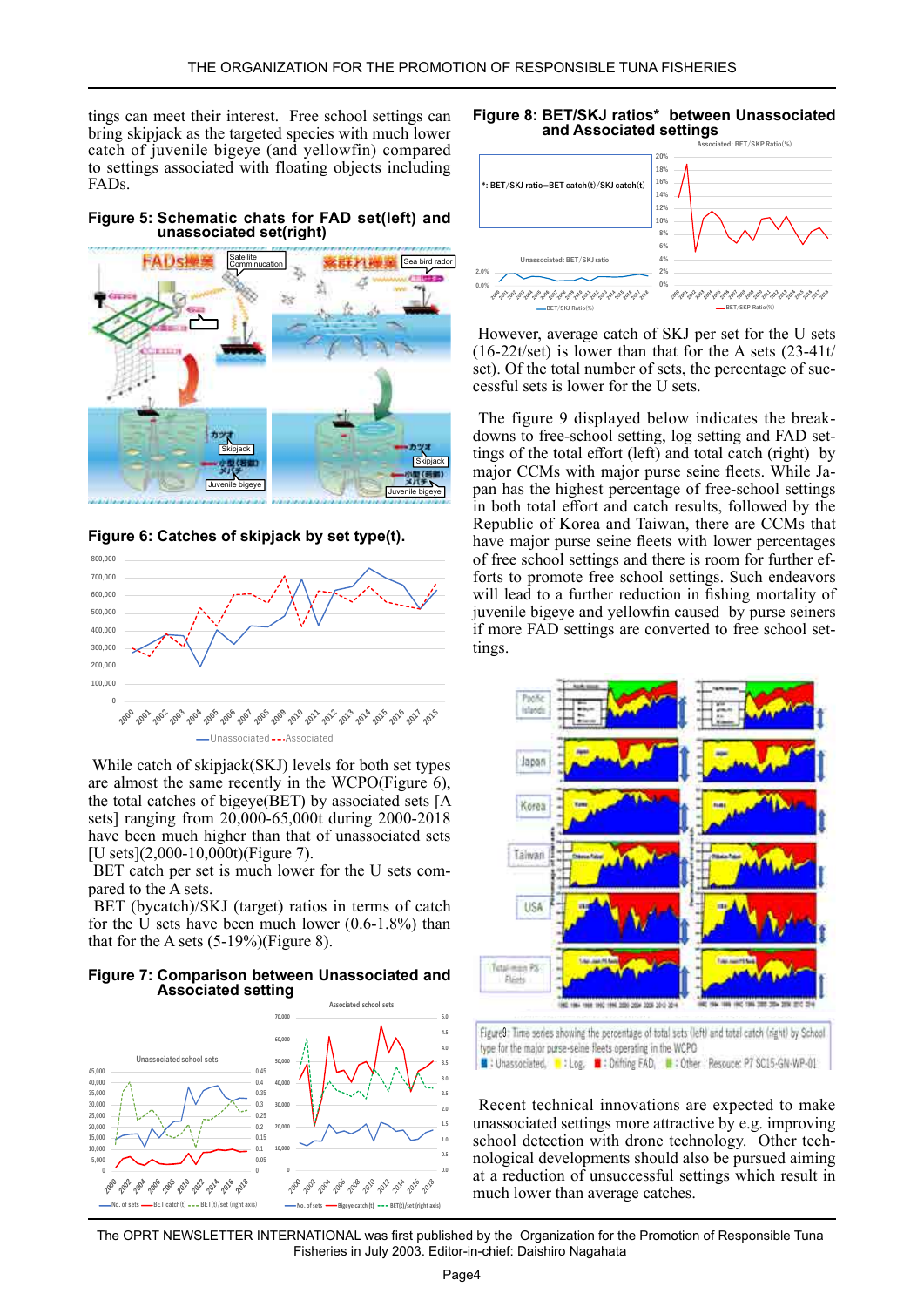tings can meet their interest. Free school settings can bring skipjack as the targeted species with much lower catch of juvenile bigeye (and yellowfin) compared to settings associated with floating objects including FADs.

**Figure 5: Schematic chats for FAD set(left) and unassociated set(right)**

FADs操業
Satellite Communication
素群れ操業
Sea bird rador
カツオ
Skipjack
小型(若齢)メバチ
Juvenile bigeye
カツオ
Skipjack
小型(若齢)メバチ
Juvenile bigeye

**Figure 6: Catches of skipjack by set type(t).**

800,000
700,000
600,000
500,000
400,000
300,000
200,000
100,000
0
2000 2001 2002 2003 2004 2005 2006 2007 2008 2009 2010 2011 2012 2013 2014 2015 2016 2017 2018
Unassociated Associated

While catch of skipjack(SKJ) levels for both set types are almost the same recently in the WCPO(Figure 6), the total catches of bigeye(BET) by associated sets [A sets] ranging from 20,000-65,000t during 2000-2018 have been much higher than that of unassociated sets [U sets](2,000-10,000t)(Figure 7).

BET catch per set is much lower for the U sets compared to the A sets.

BET (bycatch)/SKJ (target) ratios in terms of catch for the U sets have been much lower (0.6-1.8%) than that for the A sets (5-19%)(Figure 8).

**Figure 7: Comparison between Unassociated and Associated setting**

Unassociated school sets
45,000
40,000
35,000
30,000
25,000
20,000
15,000
10,000
5,000
0
0.45
0.4
0.35
0.3
0.25
0.2
0.15
0.1
0.05
0
2000 2002 2004 2006 2008 2010 2012 2014 2016 2018
No. of sets BET catch(t) BET(t)/set (right axis)

Associated school sets
70,000
60,000
50,000
40,000
30,000
20,000
10,000
0
5.0
4.5
4.0
3.5
3.0
2.5
2.0
1.5
1.0
0.5
0.0
2000 2002 2004 2006 2008 2010 2012 2014 2016 2018
No. of sets Bigeye catch (t) BET(t)/set (right axis)

**Figure 8: BET/SKJ ratios\* between Unassociated and Associated settings**

\*: BET/SKJ ratio=BET catch(t)/SKJ catch(t)

Unassociated: BET/SKJ ratio
2.0%
0.0%
BET/SKJ Ratio(%)

Associated: BET/SKP Ratio(%)
20%
18%
16%
14%
12%
10%
8%
6%
4%
2%
0%
BET/SKP Ratio(%)

However, average catch of SKJ per set for the U sets (16-22t/set) is lower than that for the A sets (23-41t/set). Of the total number of sets, the percentage of successful sets is lower for the U sets.

The figure 9 displayed below indicates the breakdowns to free-school setting, log setting and FAD settings of the total effort (left) and total catch (right) by major CCMs with major purse seine fleets. While Japan has the highest percentage of free-school settings in both total effort and catch results, followed by the Republic of Korea and Taiwan, there are CCMs that have major purse seine fleets with lower percentages of free school settings and there is room for further efforts to promote free school settings. Such endeavors will lead to a further reduction in fishing mortality of juvenile bigeye and yellowfin caused by purse seiners if more FAD settings are converted to free school settings.

Pacific Islands
Japan
Korea
Taiwan
USA
Total main PS Fleets

Figure9: Time series showing the percentage of total sets (left) and total catch (right) by School type for the major purse-seine fleets operating in the WCPO
■: Unassociated, ■: Log, ■: Drifting FAD, ■: Other Resouce: P7 SC15-GN-WP-01

Recent technical innovations are expected to make unassociated settings more attractive by e.g. improving school detection with drone technology. Other technological developments should also be pursued aiming at a reduction of unsuccessful settings which result in much lower than average catches.

The OPRT NEWSLETTER INTERNATIONAL was first published by the Organization for the Promotion of Responsible Tuna Fisheries in July 2003. Editor-in-chief: Daishiro Nagahata